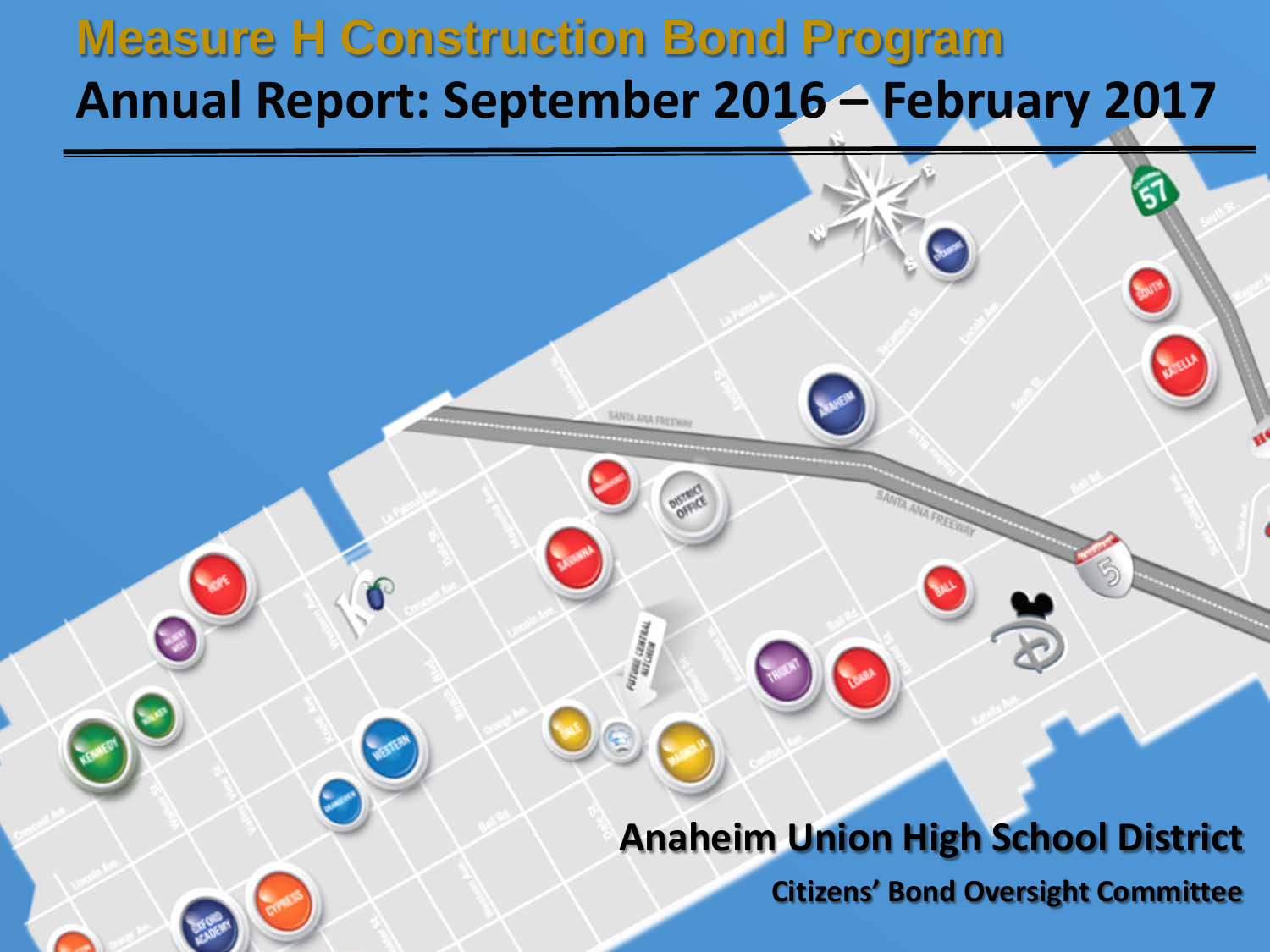# Measure H Construction Bond Program

## Annual Report: September 2016 – February 2017

**Anaheim Union High School District**

**Citizens' Bond Oversight Committee**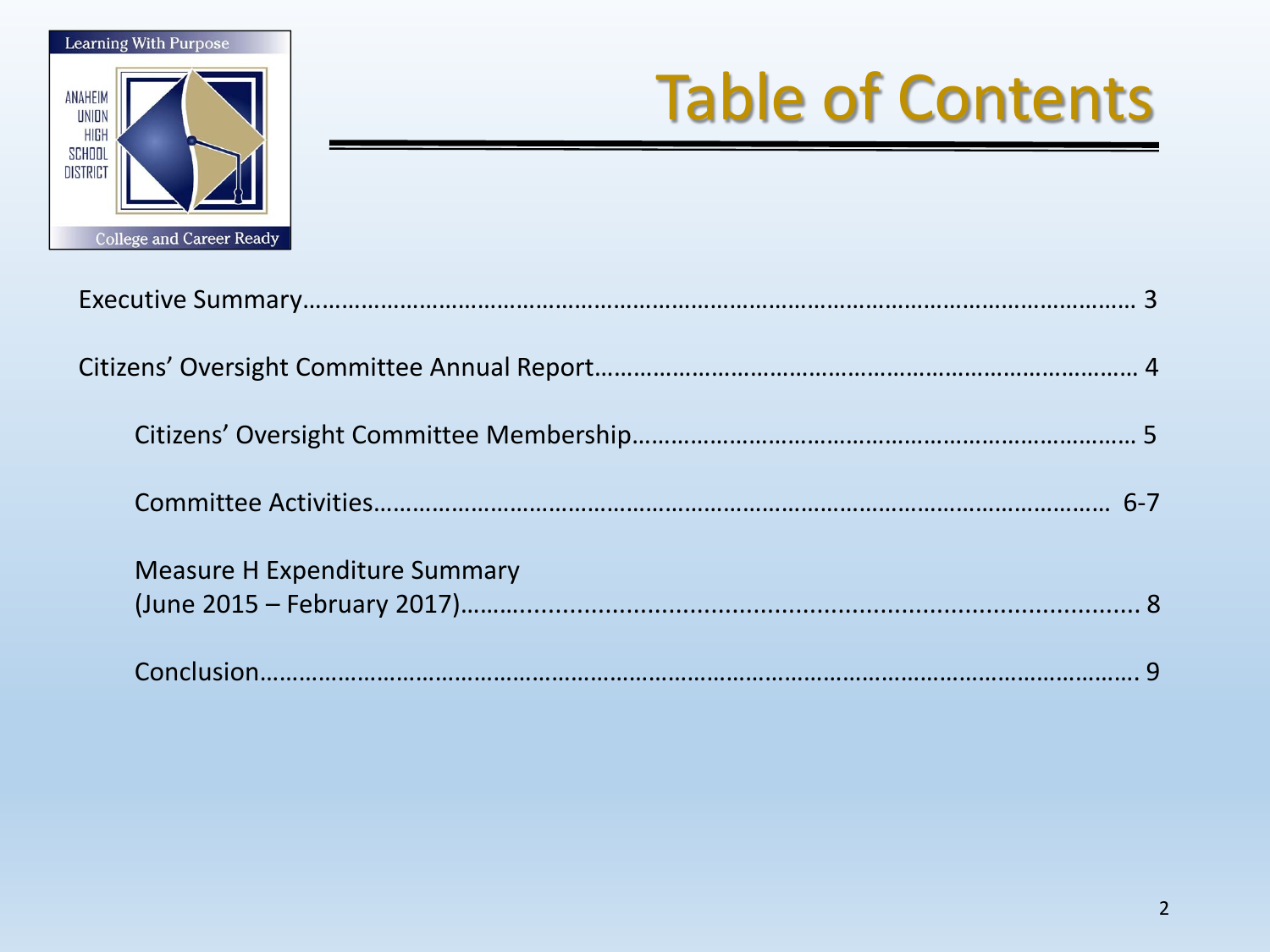# Table of Contents

Executive Summary……………………………………………………………………………………………………… 3

Citizens' Oversight Committee Annual Report……………………………………………………………… 4

Citizens' Oversight Committee Membership…………………………………………………………… 5

Committee Activities……………………………………………………………………………………… 6-7

Measure H Expenditure Summary
(June 2015 – February 2017)……………………………………………………………………………… 8

Conclusion……………………………………………………………………………………………………… 9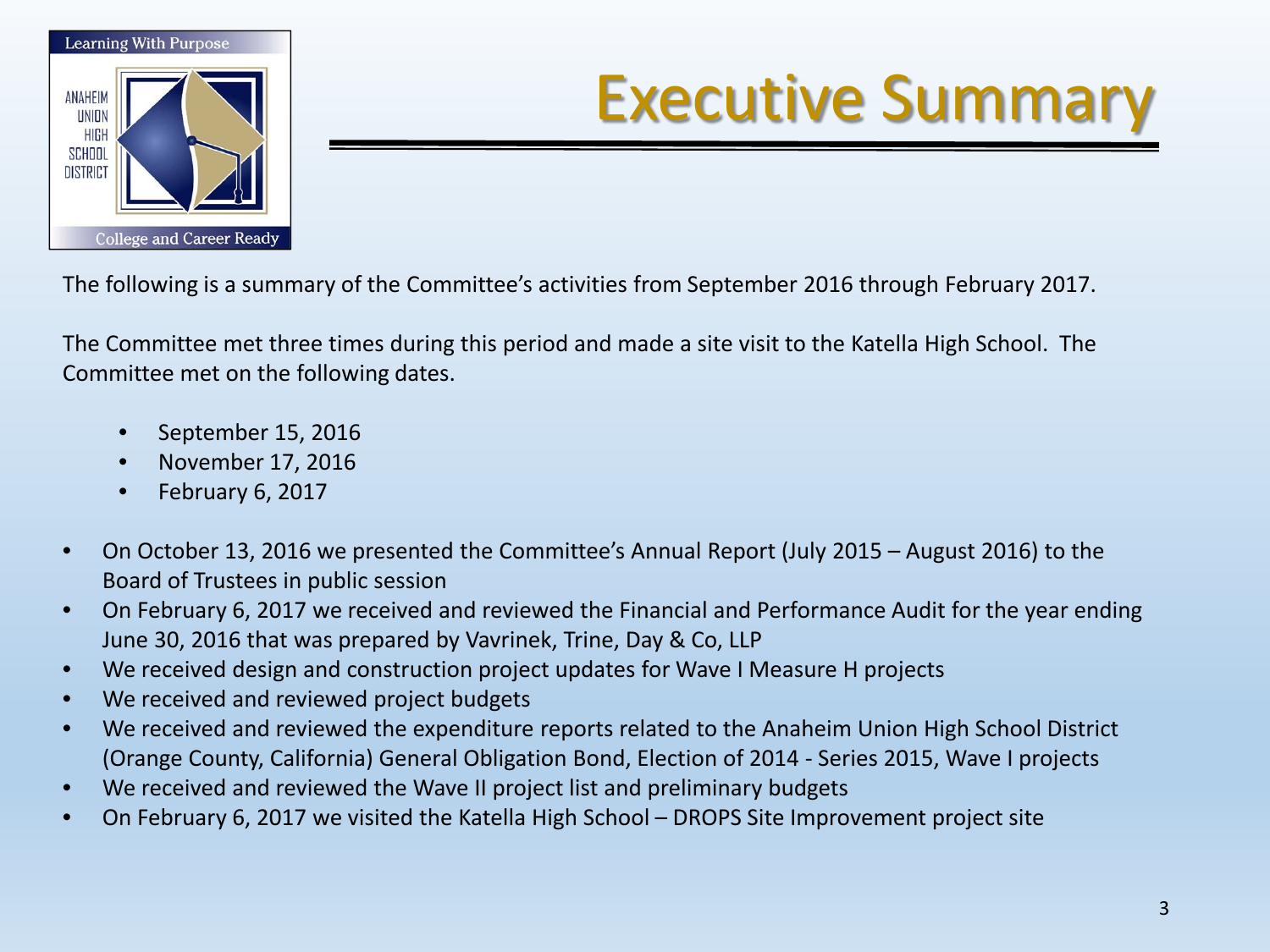# Executive Summary

The following is a summary of the Committee's activities from September 2016 through February 2017.

The Committee met three times during this period and made a site visit to the Katella High School. The Committee met on the following dates.

- September 15, 2016
- November 17, 2016
- February 6, 2017

- On October 13, 2016 we presented the Committee's Annual Report (July 2015 – August 2016) to the Board of Trustees in public session
- On February 6, 2017 we received and reviewed the Financial and Performance Audit for the year ending June 30, 2016 that was prepared by Vavrinek, Trine, Day & Co, LLP
- We received design and construction project updates for Wave I Measure H projects
- We received and reviewed project budgets
- We received and reviewed the expenditure reports related to the Anaheim Union High School District (Orange County, California) General Obligation Bond, Election of 2014 - Series 2015, Wave I projects
- We received and reviewed the Wave II project list and preliminary budgets
- On February 6, 2017 we visited the Katella High School – DROPS Site Improvement project site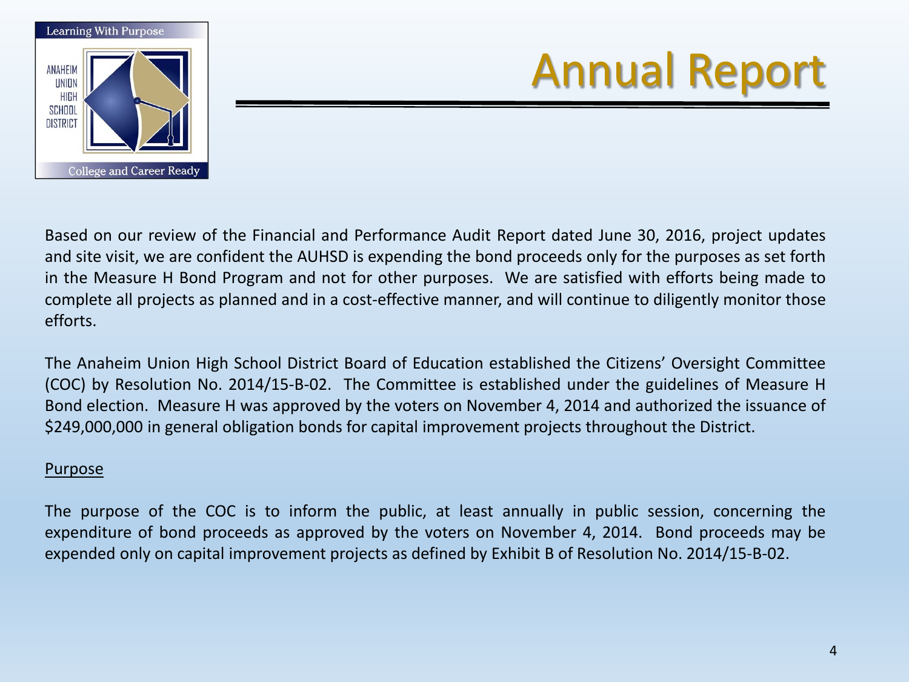# Annual Report

Based on our review of the Financial and Performance Audit Report dated June 30, 2016, project updates and site visit, we are confident the AUHSD is expending the bond proceeds only for the purposes as set forth in the Measure H Bond Program and not for other purposes. We are satisfied with efforts being made to complete all projects as planned and in a cost-effective manner, and will continue to diligently monitor those efforts.

The Anaheim Union High School District Board of Education established the Citizens' Oversight Committee (COC) by Resolution No. 2014/15-B-02. The Committee is established under the guidelines of Measure H Bond election. Measure H was approved by the voters on November 4, 2014 and authorized the issuance of $249,000,000 in general obligation bonds for capital improvement projects throughout the District.

## Purpose

The purpose of the COC is to inform the public, at least annually in public session, concerning the expenditure of bond proceeds as approved by the voters on November 4, 2014. Bond proceeds may be expended only on capital improvement projects as defined by Exhibit B of Resolution No. 2014/15-B-02.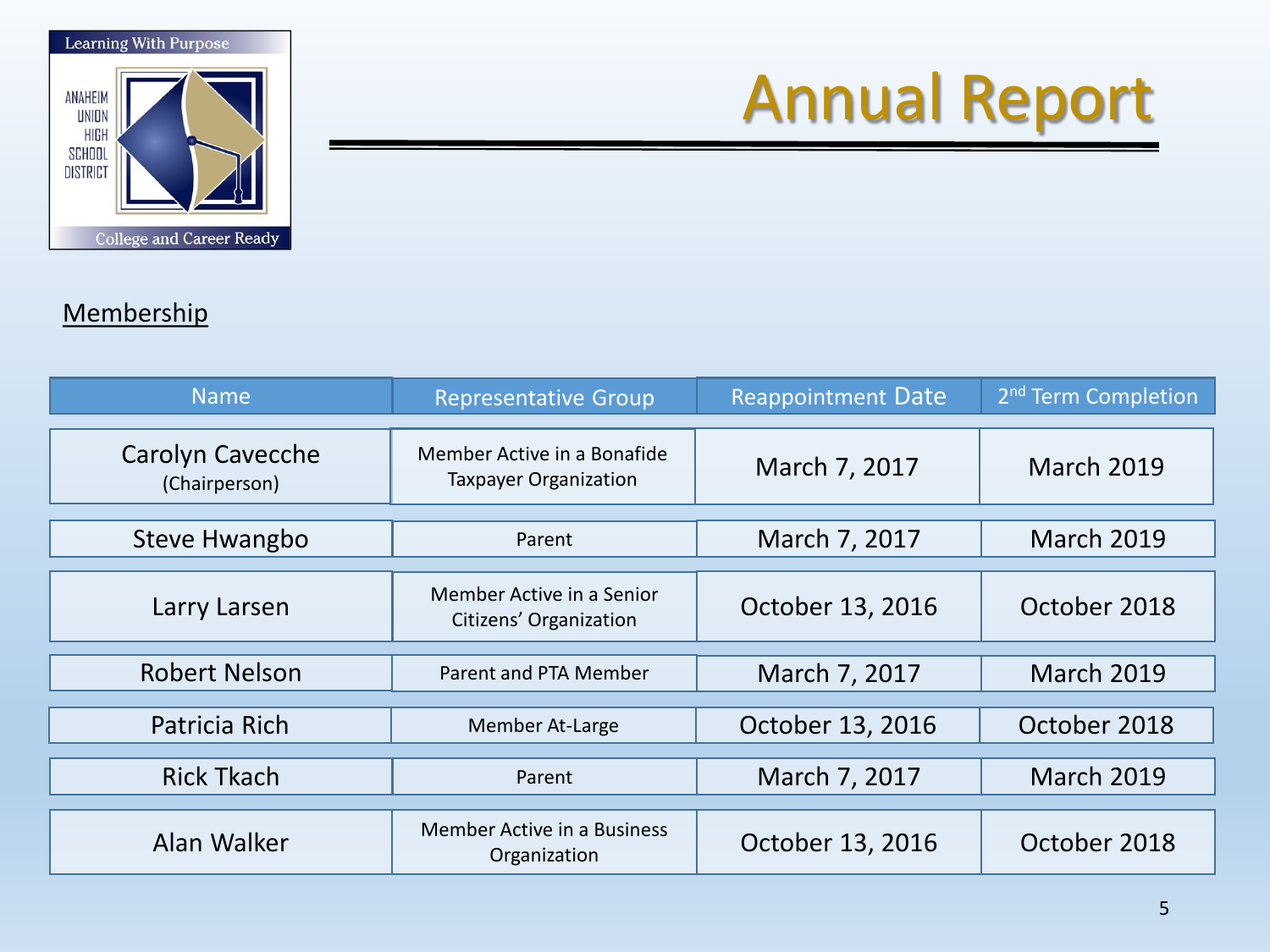# Annual Report

Learning With Purpose

ANAHEIM UNION HIGH SCHOOL DISTRICT

College and Career Ready

## Membership

| Name | Representative Group | Reappointment Date | 2nd Term Completion |
|---|---|---|---|
| Carolyn Cavecche (Chairperson) | Member Active in a Bonafide Taxpayer Organization | March 7, 2017 | March 2019 |
| Steve Hwangbo | Parent | March 7, 2017 | March 2019 |
| Larry Larsen | Member Active in a Senior Citizens' Organization | October 13, 2016 | October 2018 |
| Robert Nelson | Parent and PTA Member | March 7, 2017 | March 2019 |
| Patricia Rich | Member At-Large | October 13, 2016 | October 2018 |
| Rick Tkach | Parent | March 7, 2017 | March 2019 |
| Alan Walker | Member Active in a Business Organization | October 13, 2016 | October 2018 |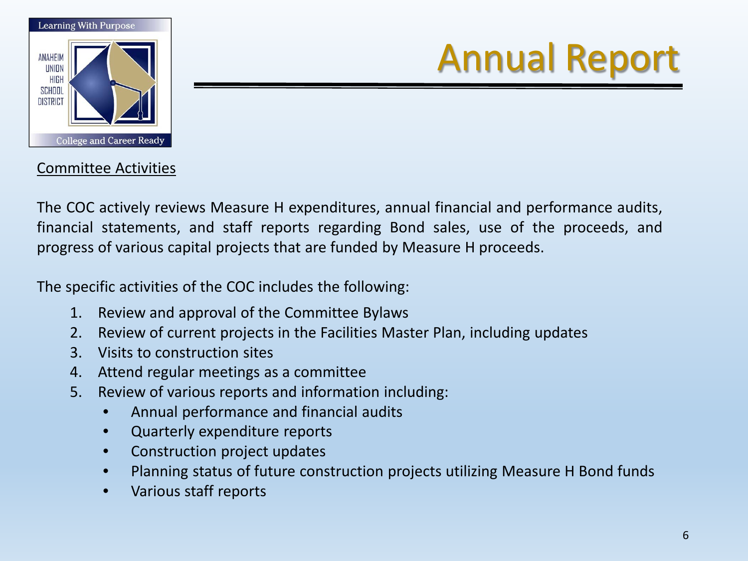# Annual Report

Committee Activities

The COC actively reviews Measure H expenditures, annual financial and performance audits, financial statements, and staff reports regarding Bond sales, use of the proceeds, and progress of various capital projects that are funded by Measure H proceeds.

The specific activities of the COC includes the following:

1. Review and approval of the Committee Bylaws
2. Review of current projects in the Facilities Master Plan, including updates
3. Visits to construction sites
4. Attend regular meetings as a committee
5. Review of various reports and information including:
   - Annual performance and financial audits
   - Quarterly expenditure reports
   - Construction project updates
   - Planning status of future construction projects utilizing Measure H Bond funds
   - Various staff reports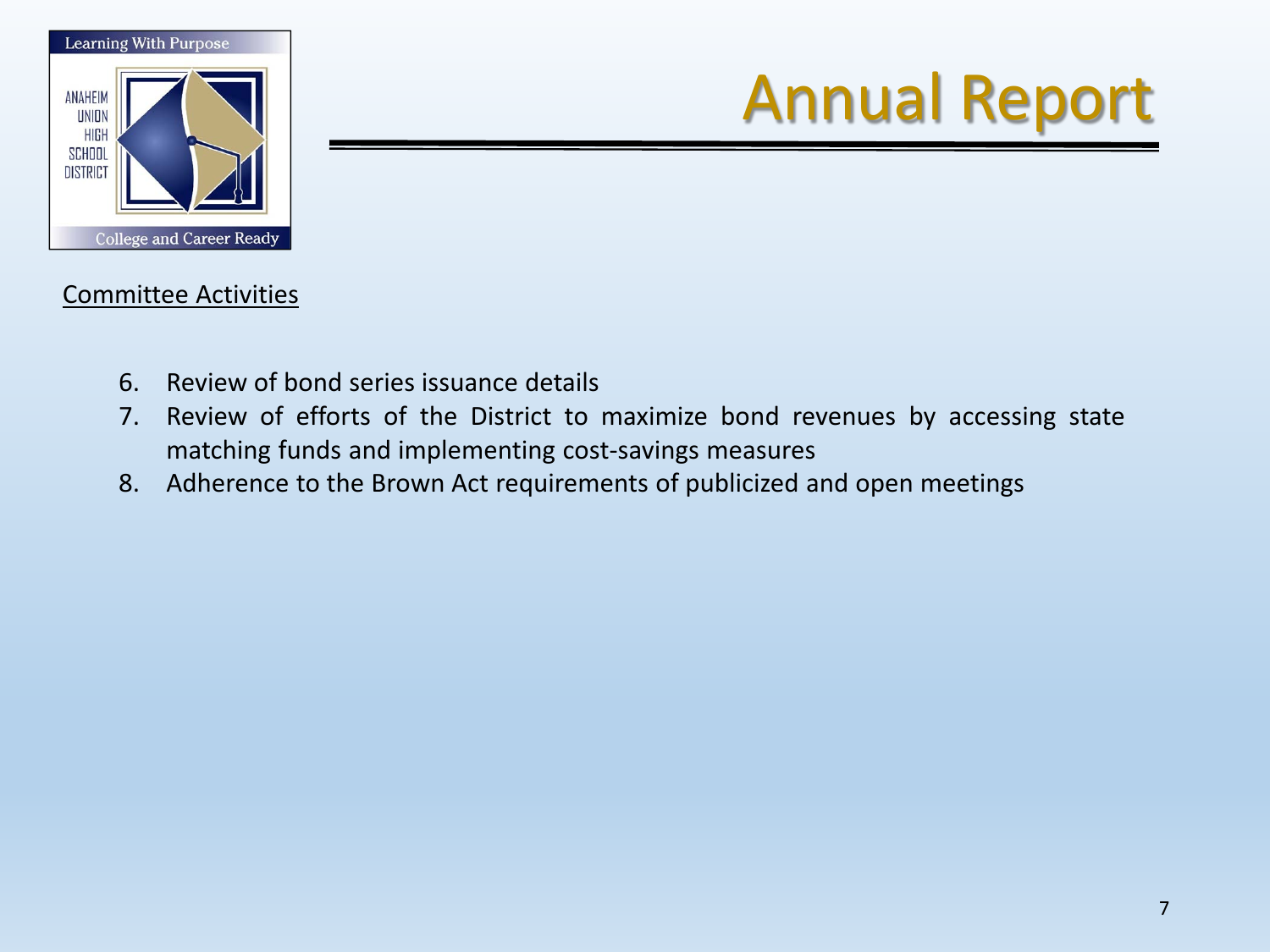# Annual Report

Committee Activities

6. Review of bond series issuance details
7. Review of efforts of the District to maximize bond revenues by accessing state matching funds and implementing cost-savings measures
8. Adherence to the Brown Act requirements of publicized and open meetings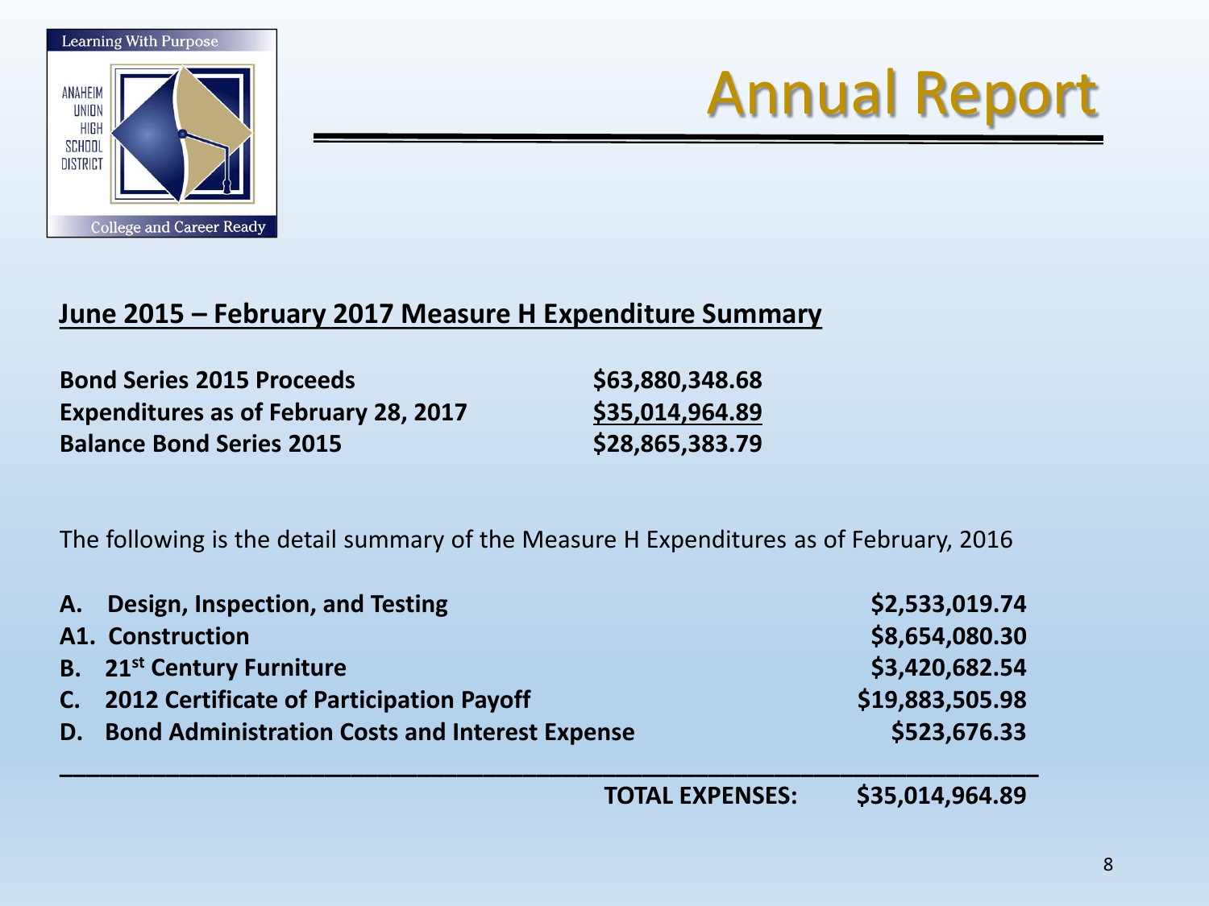Learning With Purpose

ANAHEIM UNION HIGH SCHOOL DISTRICT

College and Career Ready

# Annual Report

## June 2015 – February 2017 Measure H Expenditure Summary

| | |
|---|---|
| **Bond Series 2015 Proceeds** | **$63,880,348.68** |
| **Expenditures as of February 28, 2017** | **$35,014,964.89** |
| **Balance Bond Series 2015** | **$28,865,383.79** |

The following is the detail summary of the Measure H Expenditures as of February, 2016

| | |
|---|---|
| **A. Design, Inspection, and Testing** | **$2,533,019.74** |
| **A1. Construction** | **$8,654,080.30** |
| **B. 21st Century Furniture** | **$3,420,682.54** |
| **C. 2012 Certificate of Participation Payoff** | **$19,883,505.98** |
| **D. Bond Administration Costs and Interest Expense** | **$523,676.33** |
| **TOTAL EXPENSES:** | **$35,014,964.89** |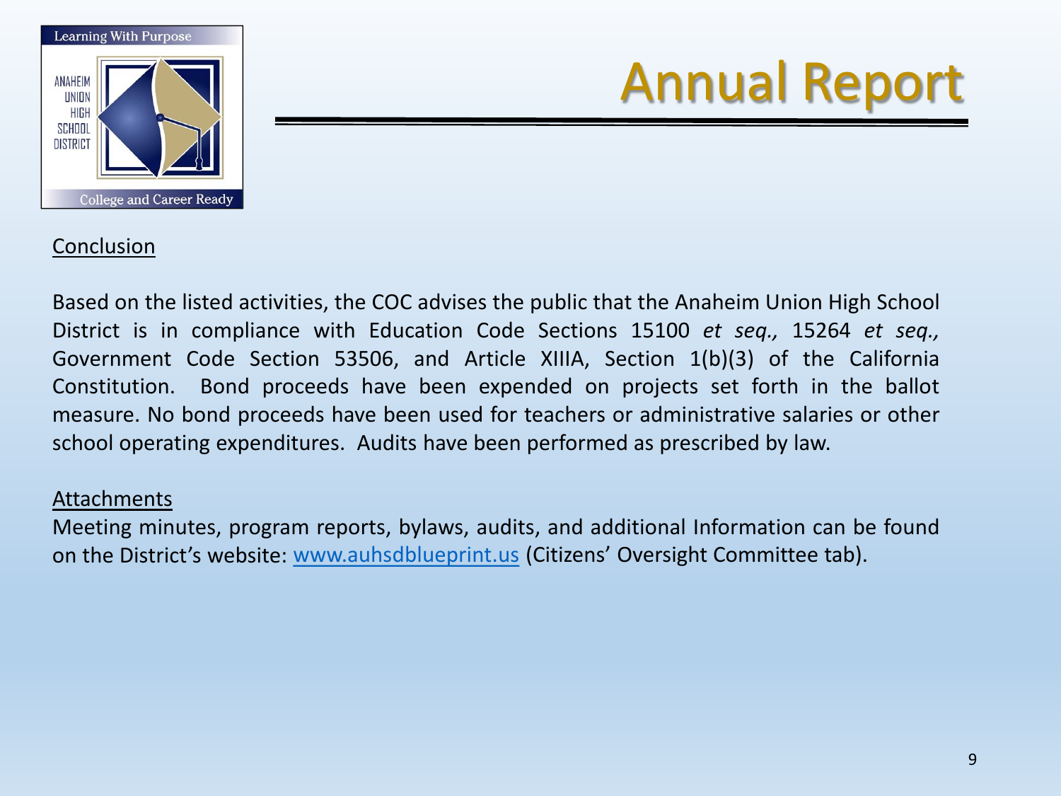# Annual Report

Conclusion

Based on the listed activities, the COC advises the public that the Anaheim Union High School District is in compliance with Education Code Sections 15100 *et seq.,* 15264 *et seq.,* Government Code Section 53506, and Article XIIIA, Section 1(b)(3) of the California Constitution. Bond proceeds have been expended on projects set forth in the ballot measure. No bond proceeds have been used for teachers or administrative salaries or other school operating expenditures. Audits have been performed as prescribed by law.

Attachments

Meeting minutes, program reports, bylaws, audits, and additional Information can be found on the District's website: www.auhsdblueprint.us (Citizens' Oversight Committee tab).